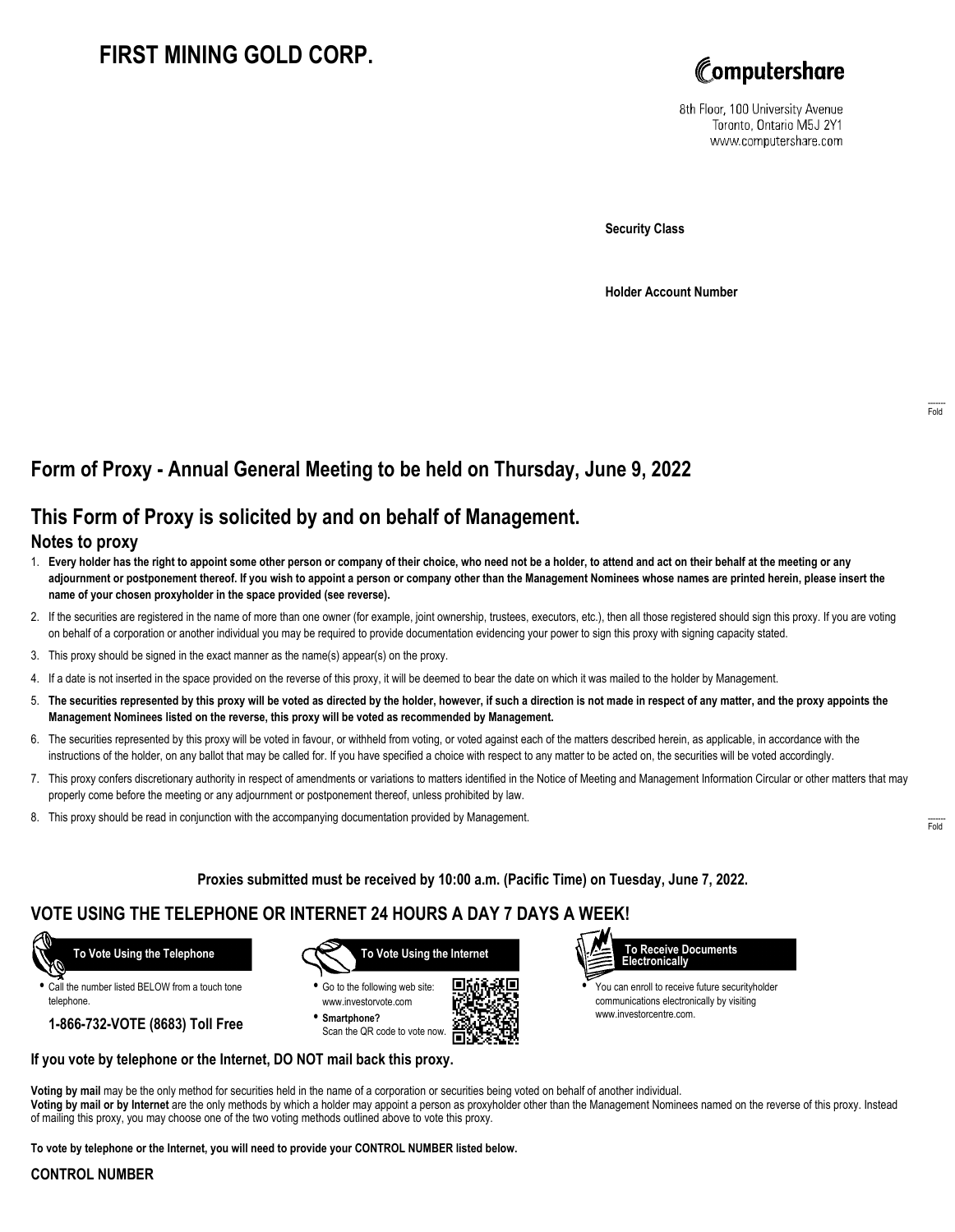# FIRST MINING GOLD CORP.

Computershare

8th Floor, 100 University Avenue
Toronto, Ontario M5J 2Y1
www.computershare.com

**Security Class**

**Holder Account Number**

## Form of Proxy - Annual General Meeting to be held on Thursday, June 9, 2022

## This Form of Proxy is solicited by and on behalf of Management.

### Notes to proxy

1. **Every holder has the right to appoint some other person or company of their choice, who need not be a holder, to attend and act on their behalf at the meeting or any adjournment or postponement thereof. If you wish to appoint a person or company other than the Management Nominees whose names are printed herein, please insert the name of your chosen proxyholder in the space provided (see reverse).**
2. If the securities are registered in the name of more than one owner (for example, joint ownership, trustees, executors, etc.), then all those registered should sign this proxy. If you are voting on behalf of a corporation or another individual you may be required to provide documentation evidencing your power to sign this proxy with signing capacity stated.
3. This proxy should be signed in the exact manner as the name(s) appear(s) on the proxy.
4. If a date is not inserted in the space provided on the reverse of this proxy, it will be deemed to bear the date on which it was mailed to the holder by Management.
5. **The securities represented by this proxy will be voted as directed by the holder, however, if such a direction is not made in respect of any matter, and the proxy appoints the Management Nominees listed on the reverse, this proxy will be voted as recommended by Management.**
6. The securities represented by this proxy will be voted in favour, or withheld from voting, or voted against each of the matters described herein, as applicable, in accordance with the instructions of the holder, on any ballot that may be called for. If you have specified a choice with respect to any matter to be acted on, the securities will be voted accordingly.
7. This proxy confers discretionary authority in respect of amendments or variations to matters identified in the Notice of Meeting and Management Information Circular or other matters that may properly come before the meeting or any adjournment or postponement thereof, unless prohibited by law.
8. This proxy should be read in conjunction with the accompanying documentation provided by Management.

**Proxies submitted must be received by 10:00 a.m. (Pacific Time) on Tuesday, June 7, 2022.**

## VOTE USING THE TELEPHONE OR INTERNET 24 HOURS A DAY 7 DAYS A WEEK!

**To Vote Using the Telephone**

- Call the number listed BELOW from a touch tone telephone.

**1-866-732-VOTE (8683) Toll Free**

**To Vote Using the Internet**

- Go to the following web site: www.investorvote.com
- **Smartphone?** Scan the QR code to vote now.

**To Receive Documents Electronically**

- You can enroll to receive future securityholder communications electronically by visiting www.investorcentre.com.

**If you vote by telephone or the Internet, DO NOT mail back this proxy.**

**Voting by mail** may be the only method for securities held in the name of a corporation or securities being voted on behalf of another individual.
**Voting by mail or by Internet** are the only methods by which a holder may appoint a person as proxyholder other than the Management Nominees named on the reverse of this proxy. Instead of mailing this proxy, you may choose one of the two voting methods outlined above to vote this proxy.

**To vote by telephone or the Internet, you will need to provide your CONTROL NUMBER listed below.**

**CONTROL NUMBER**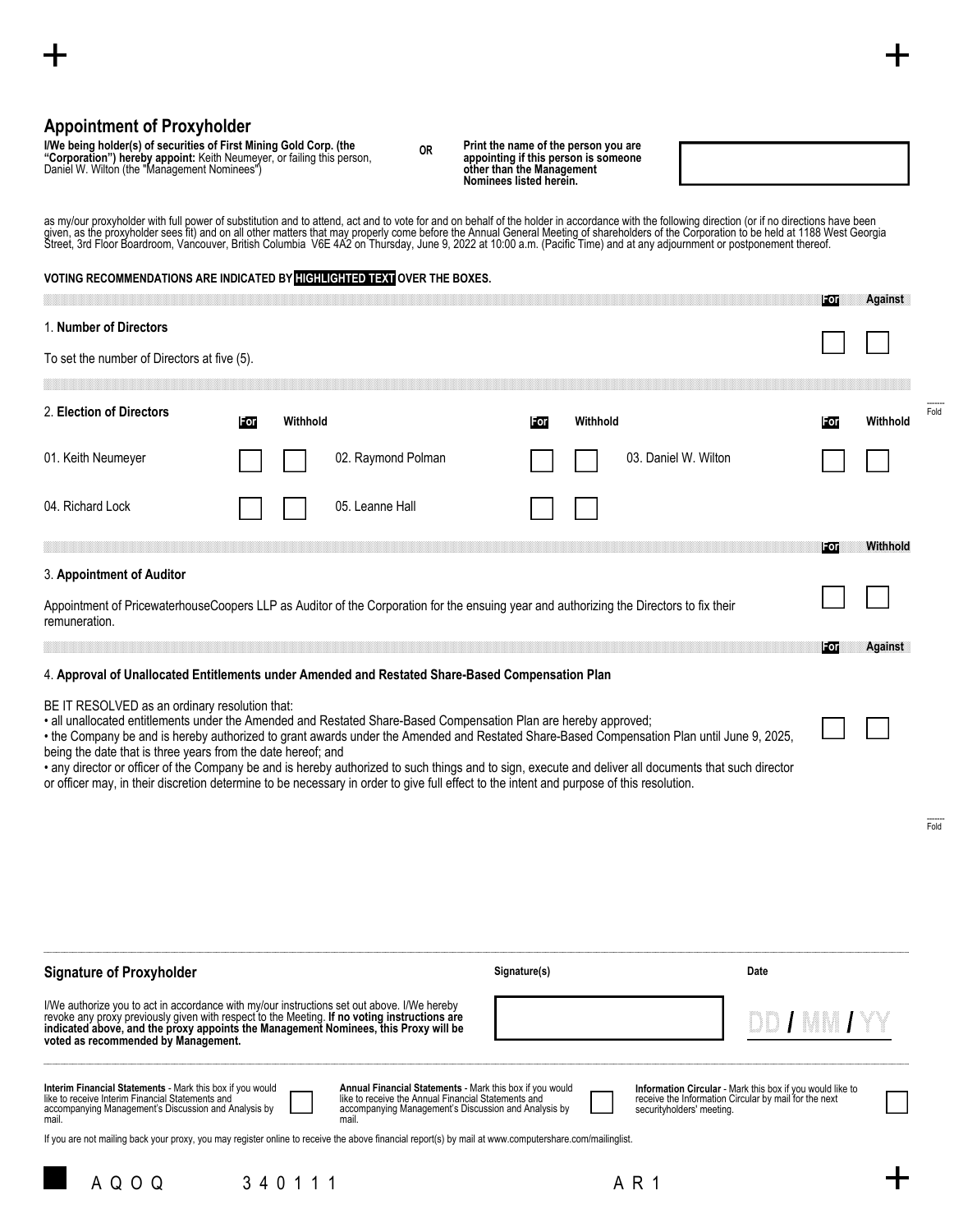## Appointment of Proxyholder

**I/We being holder(s) of securities of First Mining Gold Corp. (the "Corporation") hereby appoint:** Keith Neumeyer, or failing this person, Daniel W. Wilton (the "Management Nominees")

**OR**

**Print the name of the person you are appointing if this person is someone other than the Management Nominees listed herein.**

as my/our proxyholder with full power of substitution and to attend, act and to vote for and on behalf of the holder in accordance with the following direction (or if no directions have been given, as the proxyholder sees fit) and on all other matters that may properly come before the Annual General Meeting of shareholders of the Corporation to be held at 1188 West Georgia Street, 3rd Floor Boardroom, Vancouver, British Columbia V6E 4A2 on Thursday, June 9, 2022 at 10:00 a.m. (Pacific Time) and at any adjournment or postponement thereof.

**VOTING RECOMMENDATIONS ARE INDICATED BY HIGHLIGHTED TEXT OVER THE BOXES.**

| | For | Against |
|---|---|---|
| 1. **Number of Directors**<br>To set the number of Directors at five (5). | ☐ | ☐ |

2. **Election of Directors**

| | For | Withhold | | For | Withhold | | For | Withhold |
|---|---|---|---|---|---|---|---|---|
| 01. Keith Neumeyer | ☐ | ☐ | 02. Raymond Polman | ☐ | ☐ | 03. Daniel W. Wilton | ☐ | ☐ |
| 04. Richard Lock | ☐ | ☐ | 05. Leanne Hall | ☐ | ☐ | | | |

| | For | Withhold |
|---|---|---|
| 3. **Appointment of Auditor**<br>Appointment of PricewaterhouseCoopers LLP as Auditor of the Corporation for the ensuing year and authorizing the Directors to fix their remuneration. | ☐ | ☐ |

| | For | Against |
|---|---|---|
| 4. **Approval of Unallocated Entitlements under Amended and Restated Share-Based Compensation Plan** | ☐ | ☐ |

BE IT RESOLVED as an ordinary resolution that:

- all unallocated entitlements under the Amended and Restated Share-Based Compensation Plan are hereby approved;
- the Company be and is hereby authorized to grant awards under the Amended and Restated Share-Based Compensation Plan until June 9, 2025, being the date that is three years from the date hereof; and
- any director or officer of the Company be and is hereby authorized to such things and to sign, execute and deliver all documents that such director or officer may, in their discretion determine to be necessary in order to give full effect to the intent and purpose of this resolution.

## Signature of Proxyholder

I/We authorize you to act in accordance with my/our instructions set out above. I/We hereby revoke any proxy previously given with respect to the Meeting. **If no voting instructions are indicated above, and the proxy appoints the Management Nominees, this Proxy will be voted as recommended by Management.**

**Signature(s)**

**Date**

DD / MM / YY

**Interim Financial Statements** - Mark this box if you would like to receive Interim Financial Statements and accompanying Management's Discussion and Analysis by mail. ☐

**Annual Financial Statements** - Mark this box if you would like to receive the Annual Financial Statements and accompanying Management's Discussion and Analysis by mail. ☐

**Information Circular** - Mark this box if you would like to receive the Information Circular by mail for the next securityholders' meeting. ☐

If you are not mailing back your proxy, you may register online to receive the above financial report(s) by mail at www.computershare.com/mailinglist.

A Q O Q 3 4 0 1 1 1 A R 1